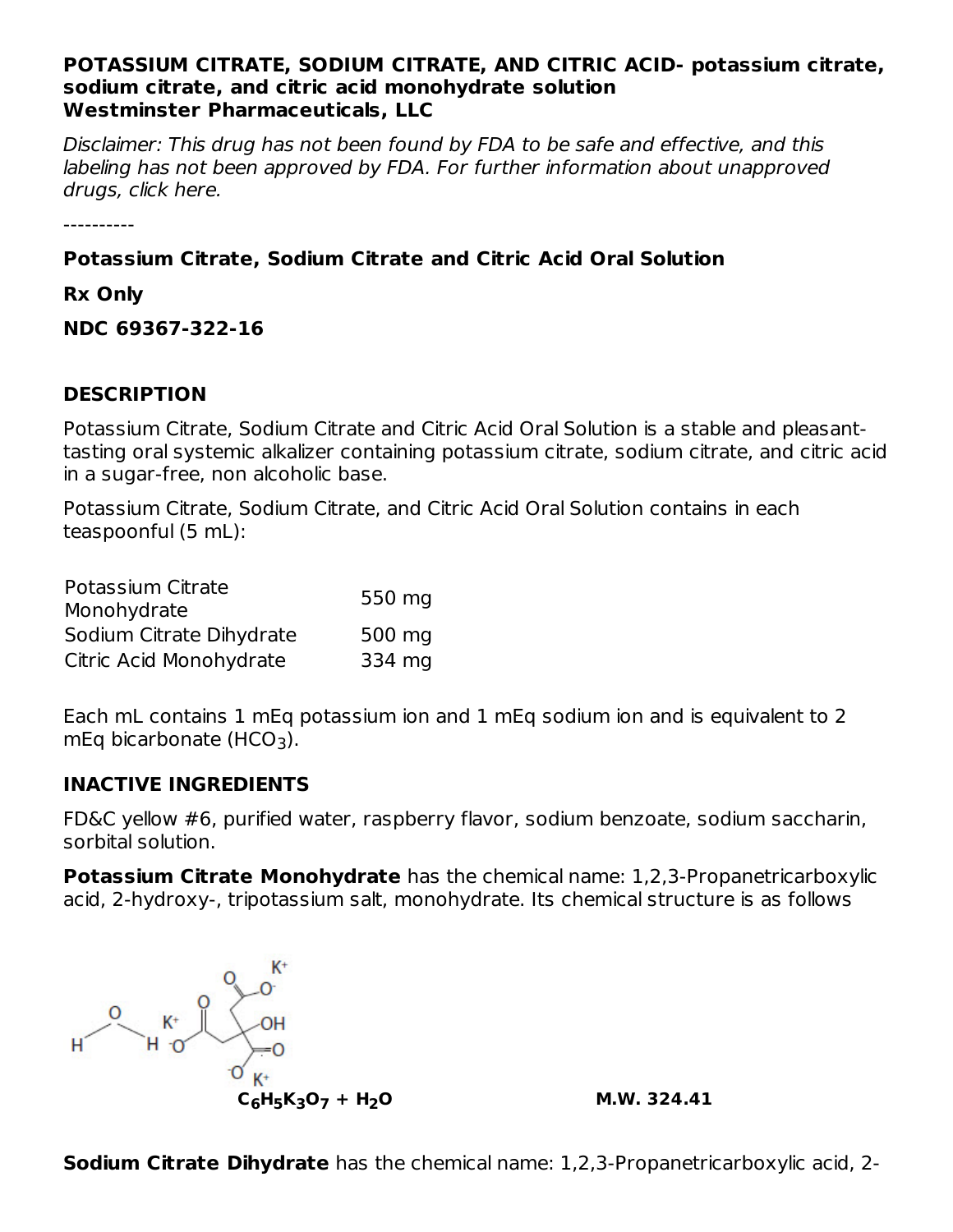**POTASSIUM CITRATE, SODIUM CITRATE, AND CITRIC ACID- potassium citrate, sodium citrate, and citric acid monohydrate solution**
**Westminster Pharmaceuticals, LLC**

*Disclaimer: This drug has not been found by FDA to be safe and effective, and this labeling has not been approved by FDA. For further information about unapproved drugs, click here.*

----------

**Potassium Citrate, Sodium Citrate and Citric Acid Oral Solution**

**Rx Only**

**NDC 69367-322-16**

## DESCRIPTION

Potassium Citrate, Sodium Citrate and Citric Acid Oral Solution is a stable and pleasant-tasting oral systemic alkalizer containing potassium citrate, sodium citrate, and citric acid in a sugar-free, non alcoholic base.

Potassium Citrate, Sodium Citrate, and Citric Acid Oral Solution contains in each teaspoonful (5 mL):

| | |
|---|---|
| Potassium Citrate Monohydrate | 550 mg |
| Sodium Citrate Dihydrate | 500 mg |
| Citric Acid Monohydrate | 334 mg |

Each mL contains 1 mEq potassium ion and 1 mEq sodium ion and is equivalent to 2 mEq bicarbonate ($HCO_3$).

## INACTIVE INGREDIENTS

FD&C yellow #6, purified water, raspberry flavor, sodium benzoate, sodium saccharin, sorbital solution.

**Potassium Citrate Monohydrate** has the chemical name: 1,2,3-Propanetricarboxylic acid, 2-hydroxy-, tripotassium salt, monohydrate. Its chemical structure is as follows

**$C_6H_5K_3O_7 + H_2O$** **M.W. 324.41**

**Sodium Citrate Dihydrate** has the chemical name: 1,2,3-Propanetricarboxylic acid, 2-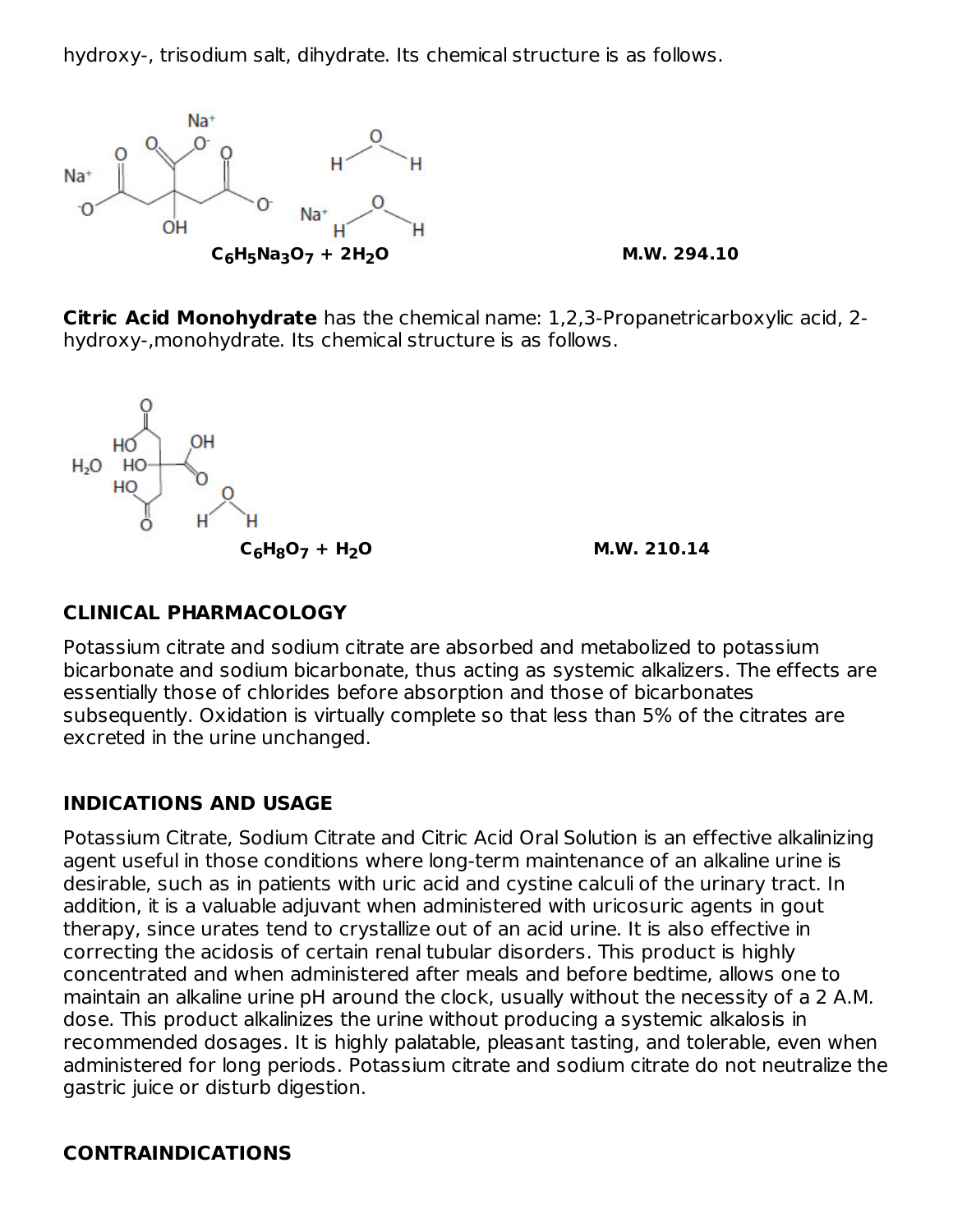hydroxy-, trisodium salt, dihydrate. Its chemical structure is as follows.

**$C_6H_5Na_3O_7 + 2H_2O$** **M.W. 294.10**

**Citric Acid Monohydrate** has the chemical name: 1,2,3-Propanetricarboxylic acid, 2-hydroxy-,monohydrate. Its chemical structure is as follows.

**$C_6H_8O_7 + H_2O$** **M.W. 210.14**

## CLINICAL PHARMACOLOGY

Potassium citrate and sodium citrate are absorbed and metabolized to potassium bicarbonate and sodium bicarbonate, thus acting as systemic alkalizers. The effects are essentially those of chlorides before absorption and those of bicarbonates subsequently. Oxidation is virtually complete so that less than 5% of the citrates are excreted in the urine unchanged.

## INDICATIONS AND USAGE

Potassium Citrate, Sodium Citrate and Citric Acid Oral Solution is an effective alkalinizing agent useful in those conditions where long-term maintenance of an alkaline urine is desirable, such as in patients with uric acid and cystine calculi of the urinary tract. In addition, it is a valuable adjuvant when administered with uricosuric agents in gout therapy, since urates tend to crystallize out of an acid urine. It is also effective in correcting the acidosis of certain renal tubular disorders. This product is highly concentrated and when administered after meals and before bedtime, allows one to maintain an alkaline urine pH around the clock, usually without the necessity of a 2 A.M. dose. This product alkalinizes the urine without producing a systemic alkalosis in recommended dosages. It is highly palatable, pleasant tasting, and tolerable, even when administered for long periods. Potassium citrate and sodium citrate do not neutralize the gastric juice or disturb digestion.

## CONTRAINDICATIONS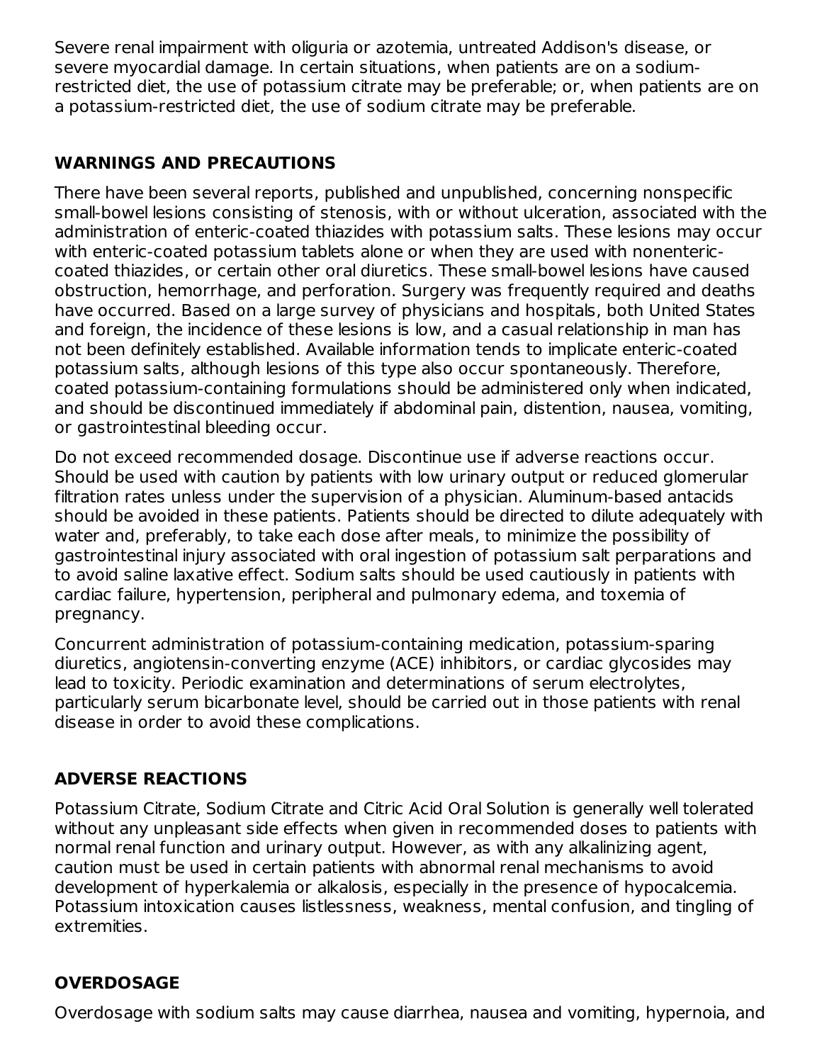Severe renal impairment with oliguria or azotemia, untreated Addison's disease, or severe myocardial damage. In certain situations, when patients are on a sodium-restricted diet, the use of potassium citrate may be preferable; or, when patients are on a potassium-restricted diet, the use of sodium citrate may be preferable.

## WARNINGS AND PRECAUTIONS

There have been several reports, published and unpublished, concerning nonspecific small-bowel lesions consisting of stenosis, with or without ulceration, associated with the administration of enteric-coated thiazides with potassium salts. These lesions may occur with enteric-coated potassium tablets alone or when they are used with nonenteric-coated thiazides, or certain other oral diuretics. These small-bowel lesions have caused obstruction, hemorrhage, and perforation. Surgery was frequently required and deaths have occurred. Based on a large survey of physicians and hospitals, both United States and foreign, the incidence of these lesions is low, and a casual relationship in man has not been definitely established. Available information tends to implicate enteric-coated potassium salts, although lesions of this type also occur spontaneously. Therefore, coated potassium-containing formulations should be administered only when indicated, and should be discontinued immediately if abdominal pain, distention, nausea, vomiting, or gastrointestinal bleeding occur.

Do not exceed recommended dosage. Discontinue use if adverse reactions occur. Should be used with caution by patients with low urinary output or reduced glomerular filtration rates unless under the supervision of a physician. Aluminum-based antacids should be avoided in these patients. Patients should be directed to dilute adequately with water and, preferably, to take each dose after meals, to minimize the possibility of gastrointestinal injury associated with oral ingestion of potassium salt perparations and to avoid saline laxative effect. Sodium salts should be used cautiously in patients with cardiac failure, hypertension, peripheral and pulmonary edema, and toxemia of pregnancy.

Concurrent administration of potassium-containing medication, potassium-sparing diuretics, angiotensin-converting enzyme (ACE) inhibitors, or cardiac glycosides may lead to toxicity. Periodic examination and determinations of serum electrolytes, particularly serum bicarbonate level, should be carried out in those patients with renal disease in order to avoid these complications.

## ADVERSE REACTIONS

Potassium Citrate, Sodium Citrate and Citric Acid Oral Solution is generally well tolerated without any unpleasant side effects when given in recommended doses to patients with normal renal function and urinary output. However, as with any alkalinizing agent, caution must be used in certain patients with abnormal renal mechanisms to avoid development of hyperkalemia or alkalosis, especially in the presence of hypocalcemia. Potassium intoxication causes listlessness, weakness, mental confusion, and tingling of extremities.

## OVERDOSAGE

Overdosage with sodium salts may cause diarrhea, nausea and vomiting, hypernoia, and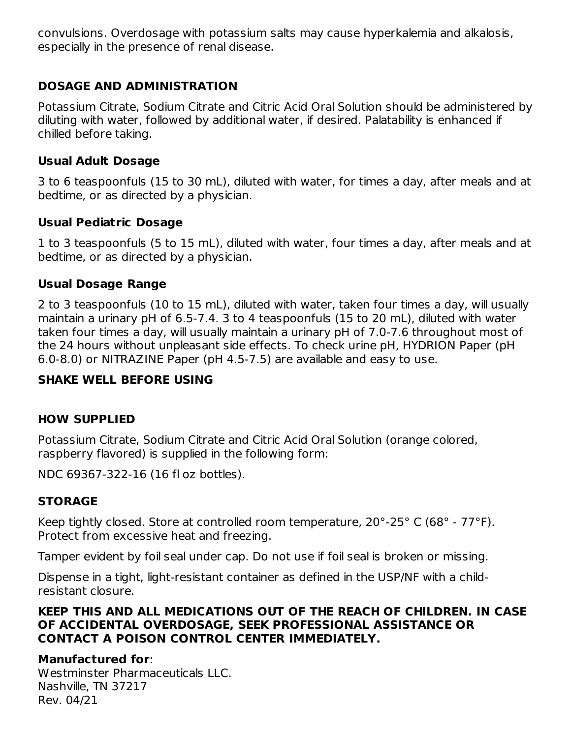convulsions. Overdosage with potassium salts may cause hyperkalemia and alkalosis, especially in the presence of renal disease.

## DOSAGE AND ADMINISTRATION

Potassium Citrate, Sodium Citrate and Citric Acid Oral Solution should be administered by diluting with water, followed by additional water, if desired. Palatability is enhanced if chilled before taking.

### Usual Adult Dosage

3 to 6 teaspoonfuls (15 to 30 mL), diluted with water, for times a day, after meals and at bedtime, or as directed by a physician.

### Usual Pediatric Dosage

1 to 3 teaspoonfuls (5 to 15 mL), diluted with water, four times a day, after meals and at bedtime, or as directed by a physician.

### Usual Dosage Range

2 to 3 teaspoonfuls (10 to 15 mL), diluted with water, taken four times a day, will usually maintain a urinary pH of 6.5-7.4. 3 to 4 teaspoonfuls (15 to 20 mL), diluted with water taken four times a day, will usually maintain a urinary pH of 7.0-7.6 throughout most of the 24 hours without unpleasant side effects. To check urine pH, HYDRION Paper (pH 6.0-8.0) or NITRAZINE Paper (pH 4.5-7.5) are available and easy to use.

**SHAKE WELL BEFORE USING**

## HOW SUPPLIED

Potassium Citrate, Sodium Citrate and Citric Acid Oral Solution (orange colored, raspberry flavored) is supplied in the following form:

NDC 69367-322-16 (16 fl oz bottles).

## STORAGE

Keep tightly closed. Store at controlled room temperature, 20°-25° C (68° - 77°F). Protect from excessive heat and freezing.

Tamper evident by foil seal under cap. Do not use if foil seal is broken or missing.

Dispense in a tight, light-resistant container as defined in the USP/NF with a child-resistant closure.

**KEEP THIS AND ALL MEDICATIONS OUT OF THE REACH OF CHILDREN. IN CASE OF ACCIDENTAL OVERDOSAGE, SEEK PROFESSIONAL ASSISTANCE OR CONTACT A POISON CONTROL CENTER IMMEDIATELY.**

**Manufactured for**:
Westminster Pharmaceuticals LLC.
Nashville, TN 37217
Rev. 04/21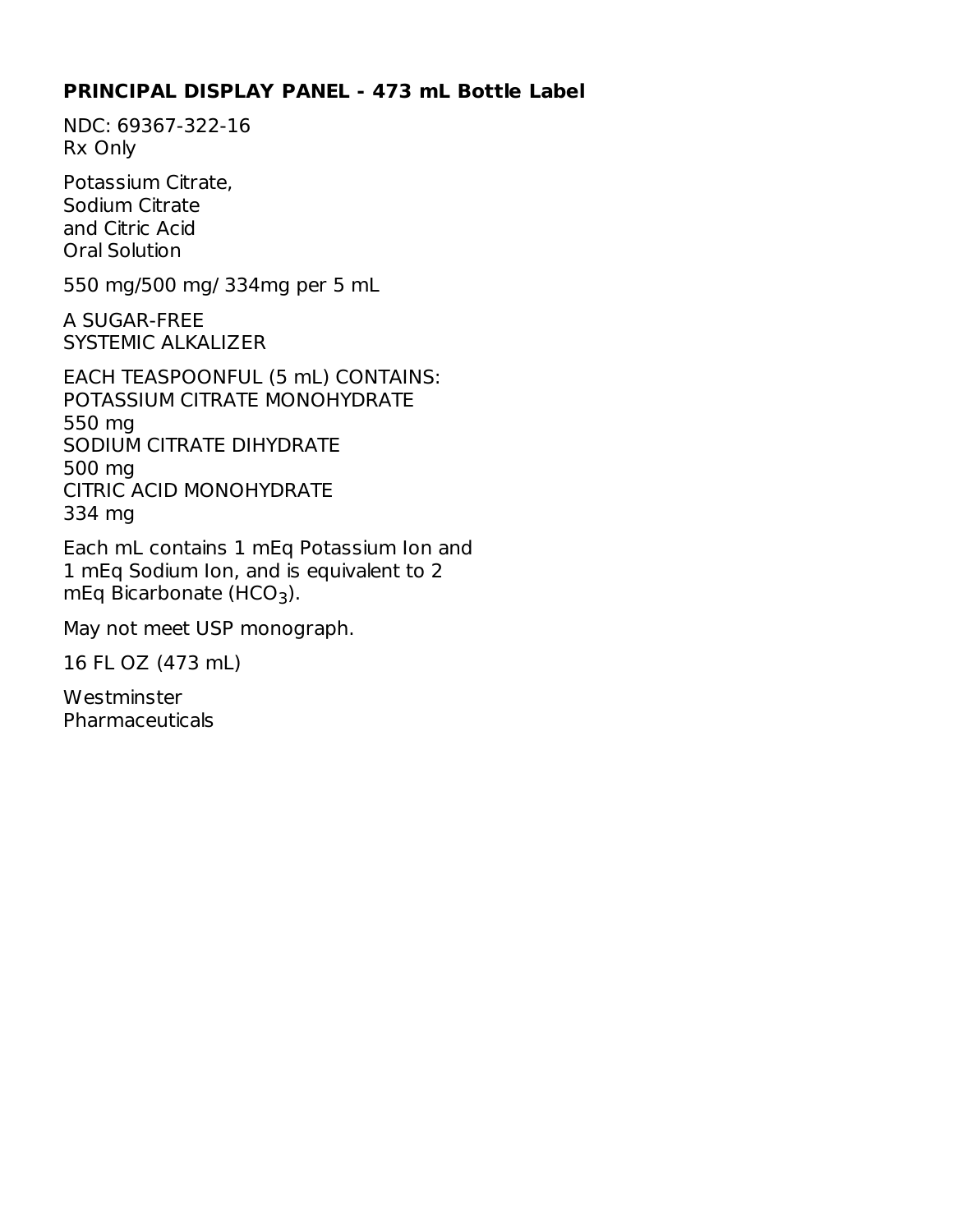## PRINCIPAL DISPLAY PANEL - 473 mL Bottle Label

NDC: 69367-322-16
Rx Only

Potassium Citrate,
Sodium Citrate
and Citric Acid
Oral Solution

550 mg/500 mg/ 334mg per 5 mL

A SUGAR-FREE
SYSTEMIC ALKALIZER

EACH TEASPOONFUL (5 mL) CONTAINS:
POTASSIUM CITRATE MONOHYDRATE
550 mg
SODIUM CITRATE DIHYDRATE
500 mg
CITRIC ACID MONOHYDRATE
334 mg

Each mL contains 1 mEq Potassium Ion and 1 mEq Sodium Ion, and is equivalent to 2 mEq Bicarbonate ($HCO_3$).

May not meet USP monograph.

16 FL OZ (473 mL)

Westminster
Pharmaceuticals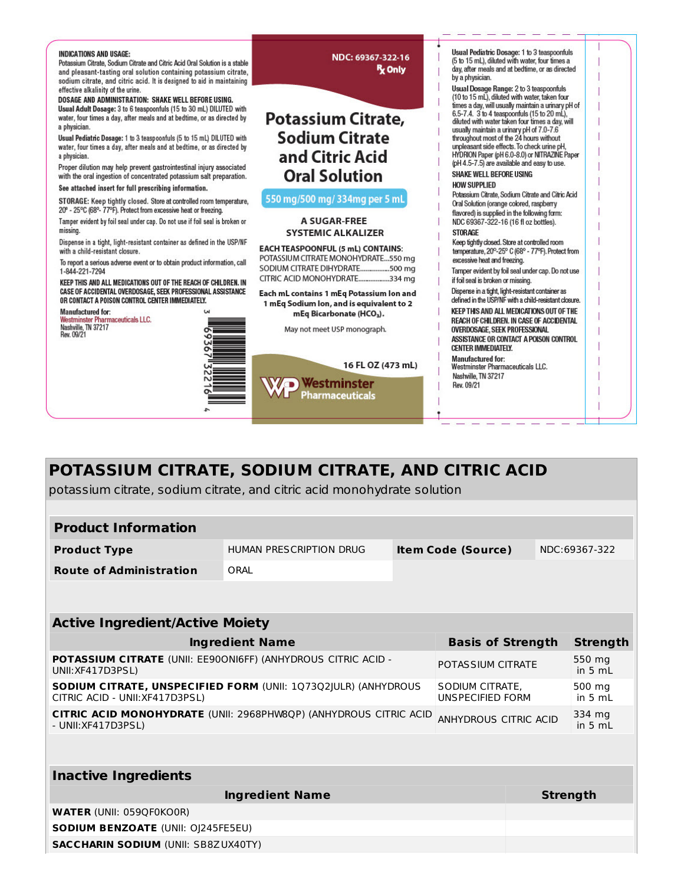**INDICATIONS AND USAGE:**
Potassium Citrate, Sodium Citrate and Citric Acid Oral Solution is a stable and pleasant-tasting oral solution containing potassium citrate, sodium citrate, and citric acid. It is designed to aid in maintaining effective alkalinity of the urine.

**DOSAGE AND ADMINISTRATION: SHAKE WELL BEFORE USING.**

**Usual Adult Dosage:** 3 to 6 teaspoonfuls (15 to 30 mL) DILUTED with water, four times a day, after meals and at bedtime, or as directed by a physician.

**Usual Pediatric Dosage:** 1 to 3 teaspoonfuls (5 to 15 mL) DILUTED with water, four times a day, after meals and at bedtime, or as directed by a physician.

Proper dilution may help prevent gastrointestinal injury associated with the oral ingestion of concentrated potassium salt preparation.

**See attached insert for full prescribing information.**

**STORAGE:** Keep tightly closed. Store at controlled room temperature, 20° - 25°C (68°- 77°F). Protect from excessive heat or freezing.

Tamper evident by foil seal under cap. Do not use if foil seal is broken or missing.

Dispense in a tight, light-resistant container as defined in the USP/NF with a child-resistant closure.

To report a serious adverse event or to obtain product information, call 1-844-221-7294

**KEEP THIS AND ALL MEDICATIONS OUT OF THE REACH OF CHILDREN. IN CASE OF ACCIDENTAL OVERDOSAGE, SEEK PROFESSIONAL ASSISTANCE OR CONTACT A POISON CONTROL CENTER IMMEDIATELY.**

**Manufactured for:**
Westminster Pharmaceuticals LLC.
Nashville, TN 37217
Rev. 09/21

3 69367 32216 4

NDC: 69367-322-16
℞ Only

# Potassium Citrate, Sodium Citrate and Citric Acid Oral Solution

550 mg/500 mg/ 334mg per 5 mL

**A SUGAR-FREE SYSTEMIC ALKALIZER**

**EACH TEASPOONFUL (5 mL) CONTAINS:**
POTASSIUM CITRATE MONOHYDRATE...550 mg
SODIUM CITRATE DIHYDRATE................500 mg
CITRIC ACID MONOHYDRATE.................334 mg

**Each mL contains 1 mEq Potassium Ion and 1 mEq Sodium Ion, and is equivalent to 2 mEq Bicarbonate ($HCO_3$).**

May not meet USP monograph.

16 FL OZ (473 mL)

Westminster Pharmaceuticals

**Usual Pediatric Dosage:** 1 to 3 teaspoonfuls (5 to 15 mL), diluted with water, four times a day, after meals and at bedtime, or as directed by a physician.

**Usual Dosage Range:** 2 to 3 teaspoonfuls (10 to 15 mL), diluted with water, taken four times a day, will usually maintain a urinary pH of 6.5-7.4. 3 to 4 teaspoonfuls (15 to 20 mL), diluted with water taken four times a day, will usually maintain a urinary pH of 7.0-7.6 throughout most of the 24 hours without unpleasant side effects. To check urine pH, HYDRION Paper (pH 6.0-8.0) or NITRAZINE Paper (pH 4.5-7.5) are available and easy to use.

**SHAKE WELL BEFORE USING**

**HOW SUPPLIED**
Potassium Citrate, Sodium Citrate and Citric Acid Oral Solution (orange colored, raspberry flavored) is supplied in the following form:
NDC 69367-322-16 (16 fl oz bottles).

**STORAGE**
Keep tightly closed. Store at controlled room temperature, 20°-25° C (68° - 77°F). Protect from excessive heat and freezing.

Tamper evident by foil seal under cap. Do not use if foil seal is broken or missing.

Dispense in a tight, light-resistant container as defined in the USP/NF with a child-resistant closure.

**KEEP THIS AND ALL MEDICATIONS OUT OF THE REACH OF CHILDREN. IN CASE OF ACCIDENTAL OVERDOSAGE, SEEK PROFESSIONAL ASSISTANCE OR CONTACT A POISON CONTROL CENTER IMMEDIATELY.**

**Manufactured for:**
Westminster Pharmaceuticals LLC.
Nashville, TN 37217
Rev. 09/21

# POTASSIUM CITRATE, SODIUM CITRATE, AND CITRIC ACID

potassium citrate, sodium citrate, and citric acid monohydrate solution

| Product Information | | | |
|---|---|---|---|
| **Product Type** | HUMAN PRESCRIPTION DRUG | **Item Code (Source)** | NDC:69367-322 |
| **Route of Administration** | ORAL | | |

| Active Ingredient/Active Moiety | | |
|---|---|---|
| **Ingredient Name** | **Basis of Strength** | **Strength** |
| **POTASSIUM CITRATE** (UNII: EE90ONI6FF) (ANHYDROUS CITRIC ACID - UNII:XF417D3PSL) | POTASSIUM CITRATE | 550 mg in 5 mL |
| **SODIUM CITRATE, UNSPECIFIED FORM** (UNII: 1Q73Q2JULR) (ANHYDROUS CITRIC ACID - UNII:XF417D3PSL) | SODIUM CITRATE, UNSPECIFIED FORM | 500 mg in 5 mL |
| **CITRIC ACID MONOHYDRATE** (UNII: 2968PHW8QP) (ANHYDROUS CITRIC ACID - UNII:XF417D3PSL) | ANHYDROUS CITRIC ACID | 334 mg in 5 mL |

| Inactive Ingredients | |
|---|---|
| **Ingredient Name** | **Strength** |
| **WATER** (UNII: 059QF0KO0R) | |
| **SODIUM BENZOATE** (UNII: OJ245FE5EU) | |
| **SACCHARIN SODIUM** (UNII: SB8ZUX40TY) | |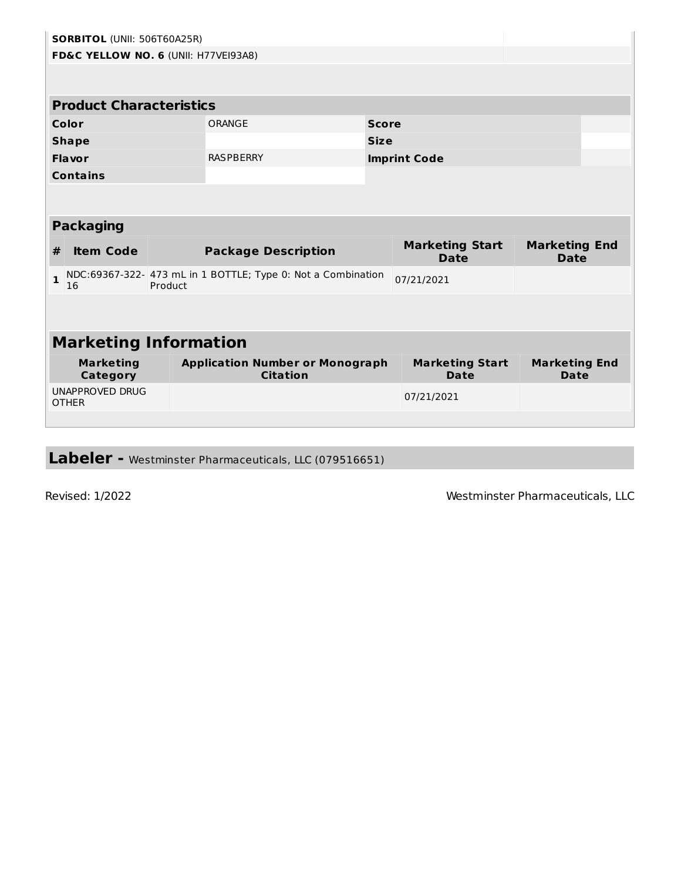| | |
|---|---|
| **SORBITOL** (UNII: 506T60A25R) | |
| **FD&C YELLOW NO. 6** (UNII: H77VEI93A8) | |

| **Product Characteristics** | | | |
|---|---|---|---|
| **Color** | ORANGE | **Score** | |
| **Shape** | | **Size** | |
| **Flavor** | RASPBERRY | **Imprint Code** | |
| **Contains** | | | |

**Packaging**

| # | Item Code | Package Description | Marketing Start Date | Marketing End Date |
|---|---|---|---|---|
| 1 | NDC:69367-322-16 | 473 mL in 1 BOTTLE; Type 0: Not a Combination Product | 07/21/2021 | |

## Marketing Information

| Marketing Category | Application Number or Monograph Citation | Marketing Start Date | Marketing End Date |
|---|---|---|---|
| UNAPPROVED DRUG OTHER | | 07/21/2021 | |

## Labeler - Westminster Pharmaceuticals, LLC (079516651)

Revised: 1/2022

Westminster Pharmaceuticals, LLC